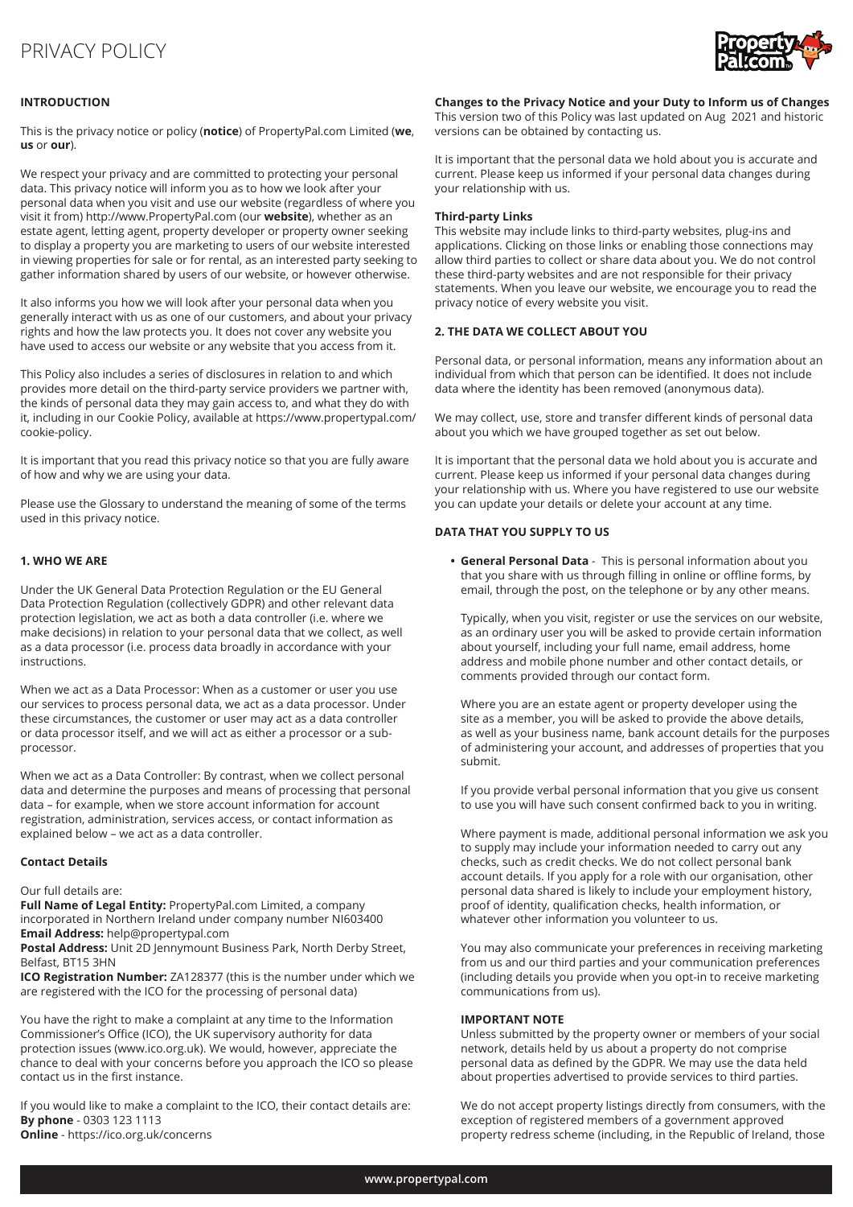# PRIVACY POLICY

## INTRODUCTION

This is the privacy notice or policy (**notice**) of PropertyPal.com Limited (**we**, **us** or **our**).

We respect your privacy and are committed to protecting your personal data. This privacy notice will inform you as to how we look after your personal data when you visit and use our website (regardless of where you visit it from) http://www.PropertyPal.com (our **website**), whether as an estate agent, letting agent, property developer or property owner seeking to display a property you are marketing to users of our website interested in viewing properties for sale or for rental, as an interested party seeking to gather information shared by users of our website, or however otherwise.

It also informs you how we will look after your personal data when you generally interact with us as one of our customers, and about your privacy rights and how the law protects you. It does not cover any website you have used to access our website or any website that you access from it.

This Policy also includes a series of disclosures in relation to and which provides more detail on the third-party service providers we partner with, the kinds of personal data they may gain access to, and what they do with it, including in our Cookie Policy, available at https://www.propertypal.com/cookie-policy.

It is important that you read this privacy notice so that you are fully aware of how and why we are using your data.

Please use the Glossary to understand the meaning of some of the terms used in this privacy notice.

## 1. WHO WE ARE

Under the UK General Data Protection Regulation or the EU General Data Protection Regulation (collectively GDPR) and other relevant data protection legislation, we act as both a data controller (i.e. where we make decisions) in relation to your personal data that we collect, as well as a data processor (i.e. process data broadly in accordance with your instructions.

When we act as a Data Processor: When as a customer or user you use our services to process personal data, we act as a data processor. Under these circumstances, the customer or user may act as a data controller or data processor itself, and we will act as either a processor or a sub-processor.

When we act as a Data Controller: By contrast, when we collect personal data and determine the purposes and means of processing that personal data – for example, when we store account information for account registration, administration, services access, or contact information as explained below – we act as a data controller.

### Contact Details

Our full details are:
**Full Name of Legal Entity:** PropertyPal.com Limited, a company incorporated in Northern Ireland under company number NI603400
**Email Address:** help@propertypal.com
**Postal Address:** Unit 2D Jennymount Business Park, North Derby Street, Belfast, BT15 3HN
**ICO Registration Number:** ZA128377 (this is the number under which we are registered with the ICO for the processing of personal data)

You have the right to make a complaint at any time to the Information Commissioner's Office (ICO), the UK supervisory authority for data protection issues (www.ico.org.uk). We would, however, appreciate the chance to deal with your concerns before you approach the ICO so please contact us in the first instance.

If you would like to make a complaint to the ICO, their contact details are:
**By phone** - 0303 123 1113
**Online** - https://ico.org.uk/concerns

### Changes to the Privacy Notice and your Duty to Inform us of Changes

This version two of this Policy was last updated on Aug 2021 and historic versions can be obtained by contacting us.

It is important that the personal data we hold about you is accurate and current. Please keep us informed if your personal data changes during your relationship with us.

### Third-party Links

This website may include links to third-party websites, plug-ins and applications. Clicking on those links or enabling those connections may allow third parties to collect or share data about you. We do not control these third-party websites and are not responsible for their privacy statements. When you leave our website, we encourage you to read the privacy notice of every website you visit.

## 2. THE DATA WE COLLECT ABOUT YOU

Personal data, or personal information, means any information about an individual from which that person can be identified. It does not include data where the identity has been removed (anonymous data).

We may collect, use, store and transfer different kinds of personal data about you which we have grouped together as set out below.

It is important that the personal data we hold about you is accurate and current. Please keep us informed if your personal data changes during your relationship with us. Where you have registered to use our website you can update your details or delete your account at any time.

### DATA THAT YOU SUPPLY TO US

- **General Personal Data** - This is personal information about you that you share with us through filling in online or offline forms, by email, through the post, on the telephone or by any other means.

  Typically, when you visit, register or use the services on our website, as an ordinary user you will be asked to provide certain information about yourself, including your full name, email address, home address and mobile phone number and other contact details, or comments provided through our contact form.

  Where you are an estate agent or property developer using the site as a member, you will be asked to provide the above details, as well as your business name, bank account details for the purposes of administering your account, and addresses of properties that you submit.

  If you provide verbal personal information that you give us consent to use you will have such consent confirmed back to you in writing.

  Where payment is made, additional personal information we ask you to supply may include your information needed to carry out any checks, such as credit checks. We do not collect personal bank account details. If you apply for a role with our organisation, other personal data shared is likely to include your employment history, proof of identity, qualification checks, health information, or whatever other information you volunteer to us.

  You may also communicate your preferences in receiving marketing from us and our third parties and your communication preferences (including details you provide when you opt-in to receive marketing communications from us).

### IMPORTANT NOTE

Unless submitted by the property owner or members of your social network, details held by us about a property do not comprise personal data as defined by the GDPR. We may use the data held about properties advertised to provide services to third parties.

We do not accept property listings directly from consumers, with the exception of registered members of a government approved property redress scheme (including, in the Republic of Ireland, those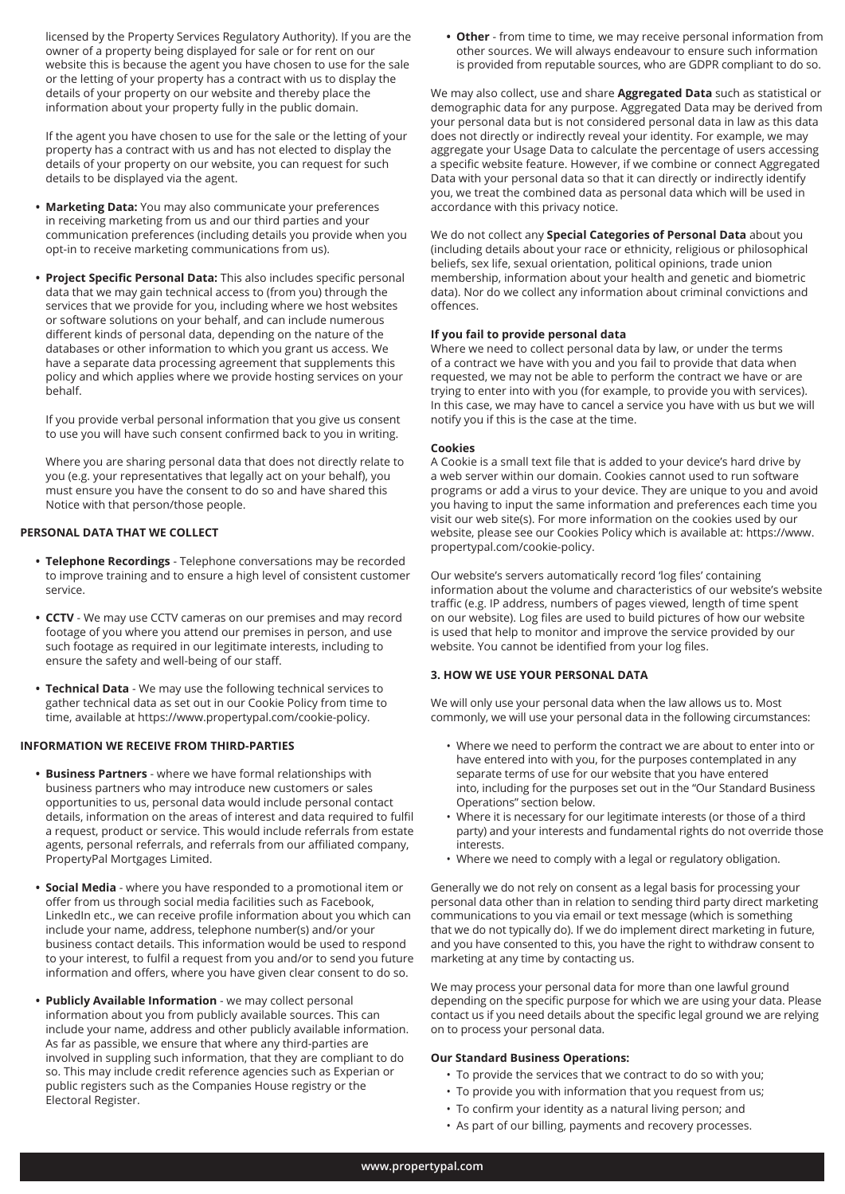licensed by the Property Services Regulatory Authority). If you are the owner of a property being displayed for sale or for rent on our website this is because the agent you have chosen to use for the sale or the letting of your property has a contract with us to display the details of your property on our website and thereby place the information about your property fully in the public domain.

If the agent you have chosen to use for the sale or the letting of your property has a contract with us and has not elected to display the details of your property on our website, you can request for such details to be displayed via the agent.

- **Marketing Data:** You may also communicate your preferences in receiving marketing from us and our third parties and your communication preferences (including details you provide when you opt-in to receive marketing communications from us).
- **Project Specific Personal Data:** This also includes specific personal data that we may gain technical access to (from you) through the services that we provide for you, including where we host websites or software solutions on your behalf, and can include numerous different kinds of personal data, depending on the nature of the databases or other information to which you grant us access. We have a separate data processing agreement that supplements this policy and which applies where we provide hosting services on your behalf.

If you provide verbal personal information that you give us consent to use you will have such consent confirmed back to you in writing.

Where you are sharing personal data that does not directly relate to you (e.g. your representatives that legally act on your behalf), you must ensure you have the consent to do so and have shared this Notice with that person/those people.

**PERSONAL DATA THAT WE COLLECT**

- **Telephone Recordings** - Telephone conversations may be recorded to improve training and to ensure a high level of consistent customer service.
- **CCTV** - We may use CCTV cameras on our premises and may record footage of you where you attend our premises in person, and use such footage as required in our legitimate interests, including to ensure the safety and well-being of our staff.
- **Technical Data** - We may use the following technical services to gather technical data as set out in our Cookie Policy from time to time, available at https://www.propertypal.com/cookie-policy.

**INFORMATION WE RECEIVE FROM THIRD-PARTIES**

- **Business Partners** - where we have formal relationships with business partners who may introduce new customers or sales opportunities to us, personal data would include personal contact details, information on the areas of interest and data required to fulfil a request, product or service. This would include referrals from estate agents, personal referrals, and referrals from our affiliated company, PropertyPal Mortgages Limited.
- **Social Media** - where you have responded to a promotional item or offer from us through social media facilities such as Facebook, LinkedIn etc., we can receive profile information about you which can include your name, address, telephone number(s) and/or your business contact details. This information would be used to respond to your interest, to fulfil a request from you and/or to send you future information and offers, where you have given clear consent to do so.
- **Publicly Available Information** - we may collect personal information about you from publicly available sources. This can include your name, address and other publicly available information. As far as possible, we ensure that where any third-parties are involved in suppling such information, that they are compliant to do so. This may include credit reference agencies such as Experian or public registers such as the Companies House registry or the Electoral Register.
- **Other** - from time to time, we may receive personal information from other sources. We will always endeavour to ensure such information is provided from reputable sources, who are GDPR compliant to do so.

We may also collect, use and share **Aggregated Data** such as statistical or demographic data for any purpose. Aggregated Data may be derived from your personal data but is not considered personal data in law as this data does not directly or indirectly reveal your identity. For example, we may aggregate your Usage Data to calculate the percentage of users accessing a specific website feature. However, if we combine or connect Aggregated Data with your personal data so that it can directly or indirectly identify you, we treat the combined data as personal data which will be used in accordance with this privacy notice.

We do not collect any **Special Categories of Personal Data** about you (including details about your race or ethnicity, religious or philosophical beliefs, sex life, sexual orientation, political opinions, trade union membership, information about your health and genetic and biometric data). Nor do we collect any information about criminal convictions and offences.

**If you fail to provide personal data**

Where we need to collect personal data by law, or under the terms of a contract we have with you and you fail to provide that data when requested, we may not be able to perform the contract we have or are trying to enter into with you (for example, to provide you with services). In this case, we may have to cancel a service you have with us but we will notify you if this is the case at the time.

**Cookies**

A Cookie is a small text file that is added to your device's hard drive by a web server within our domain. Cookies cannot used to run software programs or add a virus to your device. They are unique to you and avoid you having to input the same information and preferences each time you visit our web site(s). For more information on the cookies used by our website, please see our Cookies Policy which is available at: https://www.propertypal.com/cookie-policy.

Our website's servers automatically record 'log files' containing information about the volume and characteristics of our website's website traffic (e.g. IP address, numbers of pages viewed, length of time spent on our website). Log files are used to build pictures of how our website is used that help to monitor and improve the service provided by our website. You cannot be identified from your log files.

**3. HOW WE USE YOUR PERSONAL DATA**

We will only use your personal data when the law allows us to. Most commonly, we will use your personal data in the following circumstances:

- Where we need to perform the contract we are about to enter into or have entered into with you, for the purposes contemplated in any separate terms of use for our website that you have entered into, including for the purposes set out in the "Our Standard Business Operations" section below.
- Where it is necessary for our legitimate interests (or those of a third party) and your interests and fundamental rights do not override those interests.
- Where we need to comply with a legal or regulatory obligation.

Generally we do not rely on consent as a legal basis for processing your personal data other than in relation to sending third party direct marketing communications to you via email or text message (which is something that we do not typically do). If we do implement direct marketing in future, and you have consented to this, you have the right to withdraw consent to marketing at any time by contacting us.

We may process your personal data for more than one lawful ground depending on the specific purpose for which we are using your data. Please contact us if you need details about the specific legal ground we are relying on to process your personal data.

**Our Standard Business Operations:**

- To provide the services that we contract to do so with you;
- To provide you with information that you request from us;
- To confirm your identity as a natural living person; and
- As part of our billing, payments and recovery processes.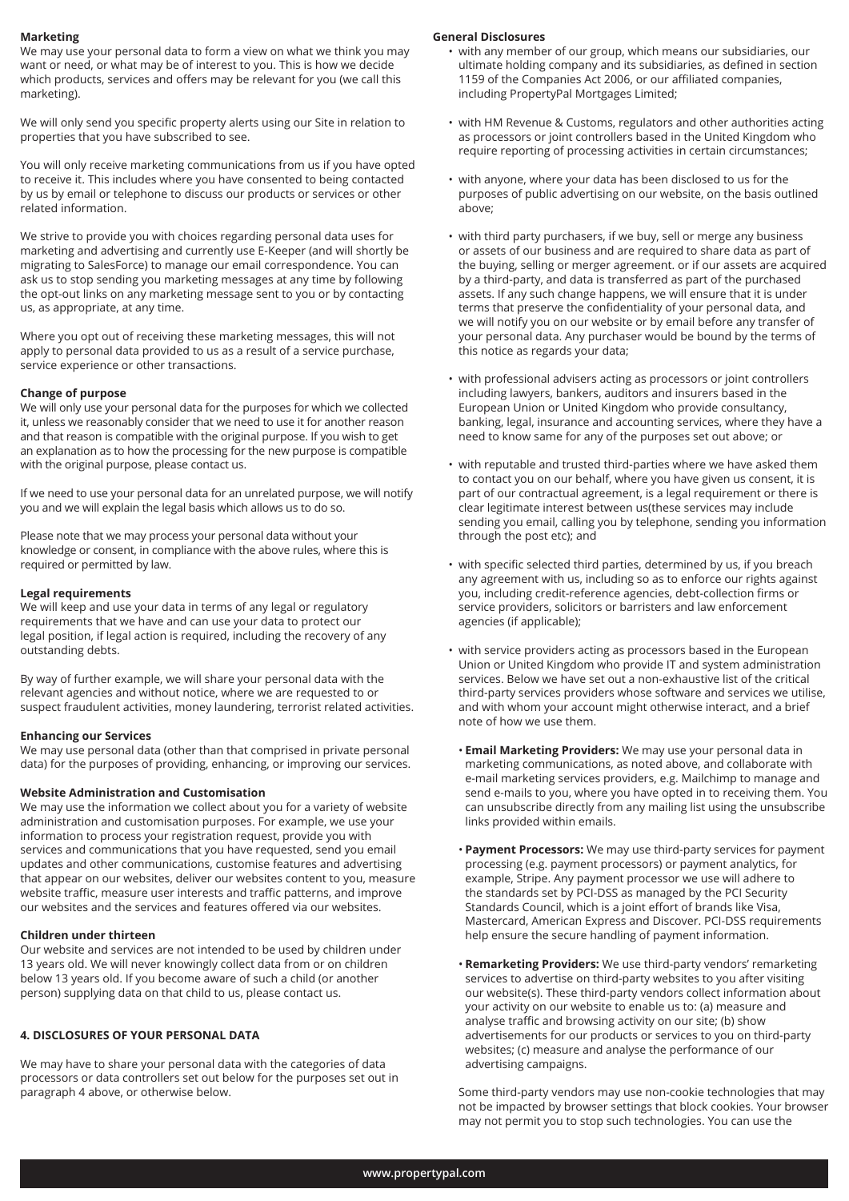**Marketing**

We may use your personal data to form a view on what we think you may want or need, or what may be of interest to you. This is how we decide which products, services and offers may be relevant for you (we call this marketing).

We will only send you specific property alerts using our Site in relation to properties that you have subscribed to see.

You will only receive marketing communications from us if you have opted to receive it. This includes where you have consented to being contacted by us by email or telephone to discuss our products or services or other related information.

We strive to provide you with choices regarding personal data uses for marketing and advertising and currently use E-Keeper (and will shortly be migrating to SalesForce) to manage our email correspondence. You can ask us to stop sending you marketing messages at any time by following the opt-out links on any marketing message sent to you or by contacting us, as appropriate, at any time.

Where you opt out of receiving these marketing messages, this will not apply to personal data provided to us as a result of a service purchase, service experience or other transactions.

**Change of purpose**

We will only use your personal data for the purposes for which we collected it, unless we reasonably consider that we need to use it for another reason and that reason is compatible with the original purpose. If you wish to get an explanation as to how the processing for the new purpose is compatible with the original purpose, please contact us.

If we need to use your personal data for an unrelated purpose, we will notify you and we will explain the legal basis which allows us to do so.

Please note that we may process your personal data without your knowledge or consent, in compliance with the above rules, where this is required or permitted by law.

**Legal requirements**

We will keep and use your data in terms of any legal or regulatory requirements that we have and can use your data to protect our legal position, if legal action is required, including the recovery of any outstanding debts.

By way of further example, we will share your personal data with the relevant agencies and without notice, where we are requested to or suspect fraudulent activities, money laundering, terrorist related activities.

**Enhancing our Services**

We may use personal data (other than that comprised in private personal data) for the purposes of providing, enhancing, or improving our services.

**Website Administration and Customisation**

We may use the information we collect about you for a variety of website administration and customisation purposes. For example, we use your information to process your registration request, provide you with services and communications that you have requested, send you email updates and other communications, customise features and advertising that appear on our websites, deliver our websites content to you, measure website traffic, measure user interests and traffic patterns, and improve our websites and the services and features offered via our websites.

**Children under thirteen**

Our website and services are not intended to be used by children under 13 years old. We will never knowingly collect data from or on children below 13 years old. If you become aware of such a child (or another person) supplying data on that child to us, please contact us.

**4. DISCLOSURES OF YOUR PERSONAL DATA**

We may have to share your personal data with the categories of data processors or data controllers set out below for the purposes set out in paragraph 4 above, or otherwise below.

**General Disclosures**

- with any member of our group, which means our subsidiaries, our ultimate holding company and its subsidiaries, as defined in section 1159 of the Companies Act 2006, or our affiliated companies, including PropertyPal Mortgages Limited;
- with HM Revenue & Customs, regulators and other authorities acting as processors or joint controllers based in the United Kingdom who require reporting of processing activities in certain circumstances;
- with anyone, where your data has been disclosed to us for the purposes of public advertising on our website, on the basis outlined above;
- with third party purchasers, if we buy, sell or merge any business or assets of our business and are required to share data as part of the buying, selling or merger agreement. or if our assets are acquired by a third-party, and data is transferred as part of the purchased assets. If any such change happens, we will ensure that it is under terms that preserve the confidentiality of your personal data, and we will notify you on our website or by email before any transfer of your personal data. Any purchaser would be bound by the terms of this notice as regards your data;
- with professional advisers acting as processors or joint controllers including lawyers, bankers, auditors and insurers based in the European Union or United Kingdom who provide consultancy, banking, legal, insurance and accounting services, where they have a need to know same for any of the purposes set out above; or
- with reputable and trusted third-parties where we have asked them to contact you on our behalf, where you have given us consent, it is part of our contractual agreement, is a legal requirement or there is clear legitimate interest between us(these services may include sending you email, calling you by telephone, sending you information through the post etc); and
- with specific selected third parties, determined by us, if you breach any agreement with us, including so as to enforce our rights against you, including credit-reference agencies, debt-collection firms or service providers, solicitors or barristers and law enforcement agencies (if applicable);
- with service providers acting as processors based in the European Union or United Kingdom who provide IT and system administration services. Below we have set out a non-exhaustive list of the critical third-party services providers whose software and services we utilise, and with whom your account might otherwise interact, and a brief note of how we use them.
  - **Email Marketing Providers:** We may use your personal data in marketing communications, as noted above, and collaborate with e-mail marketing services providers, e.g. Mailchimp to manage and send e-mails to you, where you have opted in to receiving them. You can unsubscribe directly from any mailing list using the unsubscribe links provided within emails.
  - **Payment Processors:** We may use third-party services for payment processing (e.g. payment processors) or payment analytics, for example, Stripe. Any payment processor we use will adhere to the standards set by PCI-DSS as managed by the PCI Security Standards Council, which is a joint effort of brands like Visa, Mastercard, American Express and Discover. PCI-DSS requirements help ensure the secure handling of payment information.
  - **Remarketing Providers:** We use third-party vendors' remarketing services to advertise on third-party websites to you after visiting our website(s). These third-party vendors collect information about your activity on our website to enable us to: (a) measure and analyse traffic and browsing activity on our site; (b) show advertisements for our products or services to you on third-party websites; (c) measure and analyse the performance of our advertising campaigns.

  Some third-party vendors may use non-cookie technologies that may not be impacted by browser settings that block cookies. Your browser may not permit you to stop such technologies. You can use the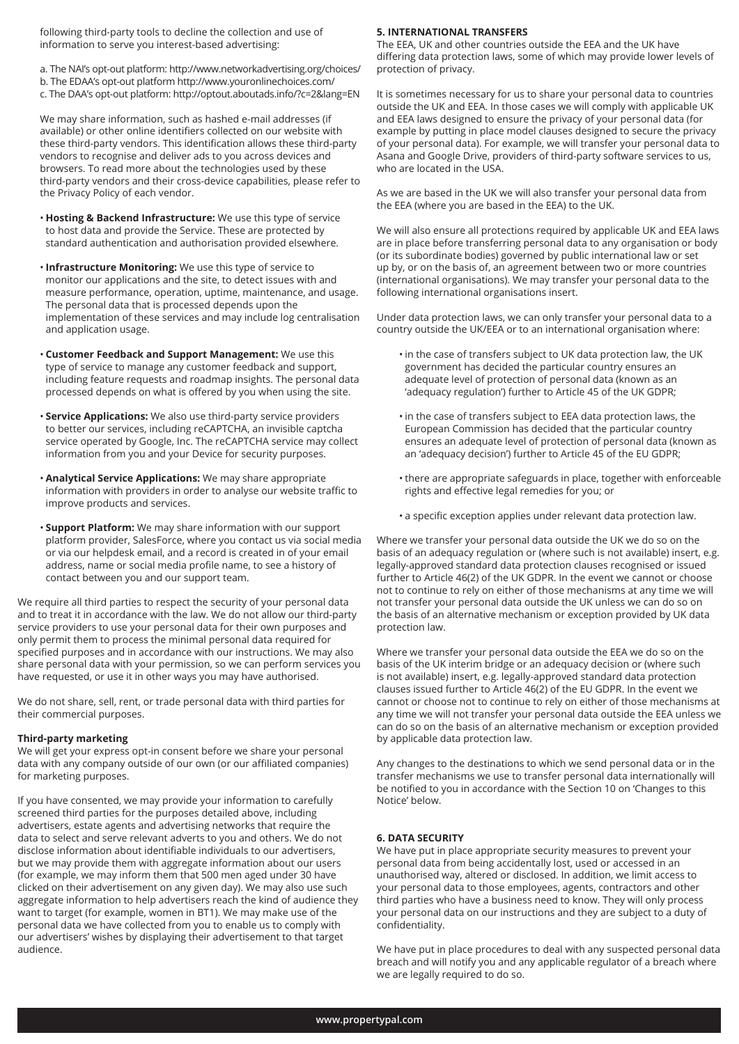following third-party tools to decline the collection and use of information to serve you interest-based advertising:

a. The NAI's opt-out platform: http://www.networkadvertising.org/choices/
b. The EDAA's opt-out platform http://www.youronlinechoices.com/
c. The DAA's opt-out platform: http://optout.aboutads.info/?c=2&lang=EN

We may share information, such as hashed e-mail addresses (if available) or other online identifiers collected on our website with these third-party vendors. This identification allows these third-party vendors to recognise and deliver ads to you across devices and browsers. To read more about the technologies used by these third-party vendors and their cross-device capabilities, please refer to the Privacy Policy of each vendor.

- **Hosting & Backend Infrastructure:** We use this type of service to host data and provide the Service. These are protected by standard authentication and authorisation provided elsewhere.
- **Infrastructure Monitoring:** We use this type of service to monitor our applications and the site, to detect issues with and measure performance, operation, uptime, maintenance, and usage. The personal data that is processed depends upon the implementation of these services and may include log centralisation and application usage.
- **Customer Feedback and Support Management:** We use this type of service to manage any customer feedback and support, including feature requests and roadmap insights. The personal data processed depends on what is offered by you when using the site.
- **Service Applications:** We also use third-party service providers to better our services, including reCAPTCHA, an invisible captcha service operated by Google, Inc. The reCAPTCHA service may collect information from you and your Device for security purposes.
- **Analytical Service Applications:** We may share appropriate information with providers in order to analyse our website traffic to improve products and services.
- **Support Platform:** We may share information with our support platform provider, SalesForce, where you contact us via social media or via our helpdesk email, and a record is created in of your email address, name or social media profile name, to see a history of contact between you and our support team.

We require all third parties to respect the security of your personal data and to treat it in accordance with the law. We do not allow our third-party service providers to use your personal data for their own purposes and only permit them to process the minimal personal data required for specified purposes and in accordance with our instructions. We may also share personal data with your permission, so we can perform services you have requested, or use it in other ways you may have authorised.

We do not share, sell, rent, or trade personal data with third parties for their commercial purposes.

**Third-party marketing**

We will get your express opt-in consent before we share your personal data with any company outside of our own (or our affiliated companies) for marketing purposes.

If you have consented, we may provide your information to carefully screened third parties for the purposes detailed above, including advertisers, estate agents and advertising networks that require the data to select and serve relevant adverts to you and others. We do not disclose information about identifiable individuals to our advertisers, but we may provide them with aggregate information about our users (for example, we may inform them that 500 men aged under 30 have clicked on their advertisement on any given day). We may also use such aggregate information to help advertisers reach the kind of audience they want to target (for example, women in BT1). We may make use of the personal data we have collected from you to enable us to comply with our advertisers' wishes by displaying their advertisement to that target audience.

**5. INTERNATIONAL TRANSFERS**

The EEA, UK and other countries outside the EEA and the UK have differing data protection laws, some of which may provide lower levels of protection of privacy.

It is sometimes necessary for us to share your personal data to countries outside the UK and EEA. In those cases we will comply with applicable UK and EEA laws designed to ensure the privacy of your personal data (for example by putting in place model clauses designed to secure the privacy of your personal data). For example, we will transfer your personal data to Asana and Google Drive, providers of third-party software services to us, who are located in the USA.

As we are based in the UK we will also transfer your personal data from the EEA (where you are based in the EEA) to the UK.

We will also ensure all protections required by applicable UK and EEA laws are in place before transferring personal data to any organisation or body (or its subordinate bodies) governed by public international law or set up by, or on the basis of, an agreement between two or more countries (international organisations). We may transfer your personal data to the following international organisations insert.

Under data protection laws, we can only transfer your personal data to a country outside the UK/EEA or to an international organisation where:

- in the case of transfers subject to UK data protection law, the UK government has decided the particular country ensures an adequate level of protection of personal data (known as an 'adequacy regulation') further to Article 45 of the UK GDPR;
- in the case of transfers subject to EEA data protection laws, the European Commission has decided that the particular country ensures an adequate level of protection of personal data (known as an 'adequacy decision') further to Article 45 of the EU GDPR;
- there are appropriate safeguards in place, together with enforceable rights and effective legal remedies for you; or
- a specific exception applies under relevant data protection law.

Where we transfer your personal data outside the UK we do so on the basis of an adequacy regulation or (where such is not available) insert, e.g. legally-approved standard data protection clauses recognised or issued further to Article 46(2) of the UK GDPR. In the event we cannot or choose not to continue to rely on either of those mechanisms at any time we will not transfer your personal data outside the UK unless we can do so on the basis of an alternative mechanism or exception provided by UK data protection law.

Where we transfer your personal data outside the EEA we do so on the basis of the UK interim bridge or an adequacy decision or (where such is not available) insert, e.g. legally-approved standard data protection clauses issued further to Article 46(2) of the EU GDPR. In the event we cannot or choose not to continue to rely on either of those mechanisms at any time we will not transfer your personal data outside the EEA unless we can do so on the basis of an alternative mechanism or exception provided by applicable data protection law.

Any changes to the destinations to which we send personal data or in the transfer mechanisms we use to transfer personal data internationally will be notified to you in accordance with the Section 10 on 'Changes to this Notice' below.

**6. DATA SECURITY**

We have put in place appropriate security measures to prevent your personal data from being accidentally lost, used or accessed in an unauthorised way, altered or disclosed. In addition, we limit access to your personal data to those employees, agents, contractors and other third parties who have a business need to know. They will only process your personal data on our instructions and they are subject to a duty of confidentiality.

We have put in place procedures to deal with any suspected personal data breach and will notify you and any applicable regulator of a breach where we are legally required to do so.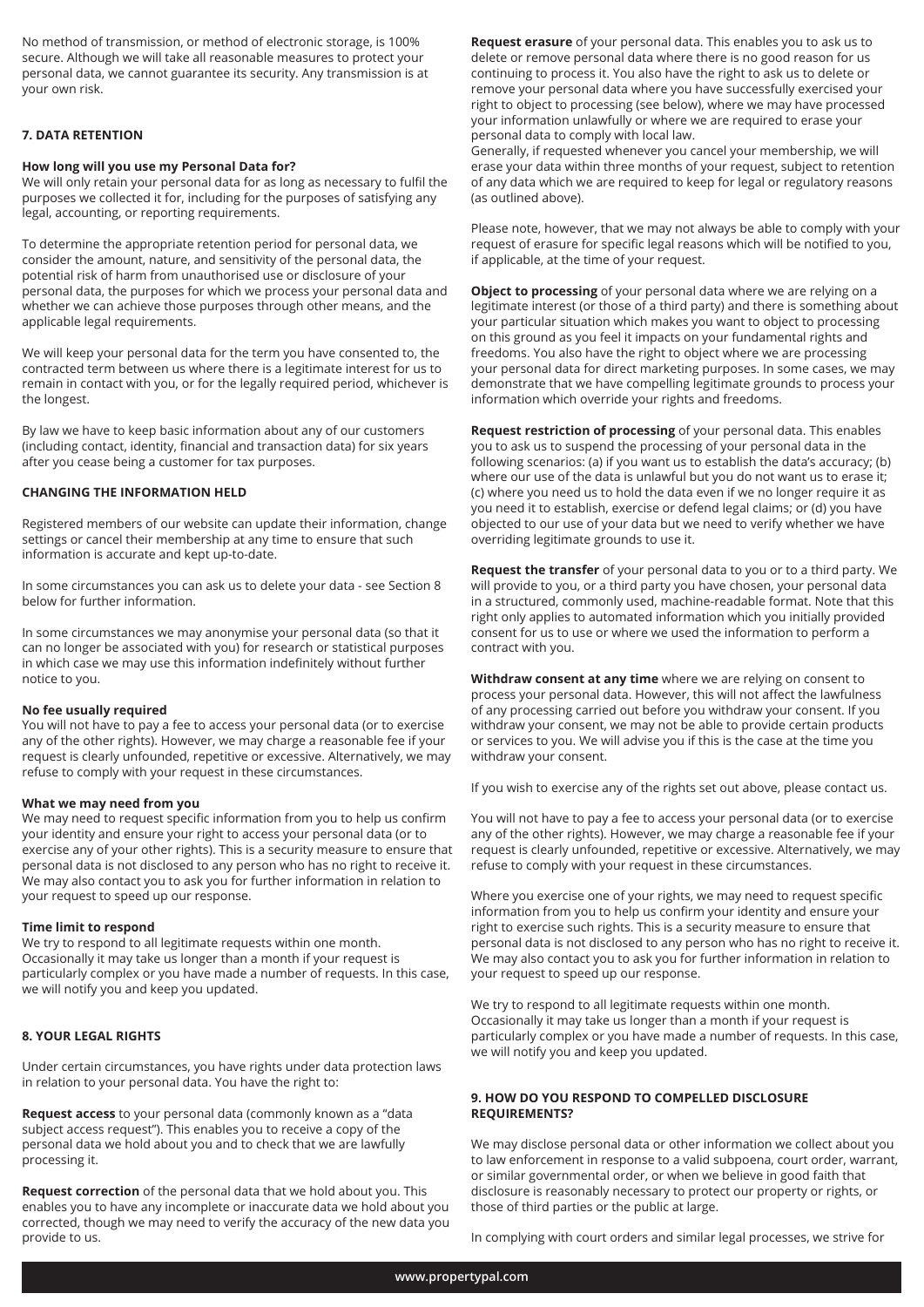No method of transmission, or method of electronic storage, is 100% secure. Although we will take all reasonable measures to protect your personal data, we cannot guarantee its security. Any transmission is at your own risk.

## 7. DATA RETENTION

**How long will you use my Personal Data for?**

We will only retain your personal data for as long as necessary to fulfil the purposes we collected it for, including for the purposes of satisfying any legal, accounting, or reporting requirements.

To determine the appropriate retention period for personal data, we consider the amount, nature, and sensitivity of the personal data, the potential risk of harm from unauthorised use or disclosure of your personal data, the purposes for which we process your personal data and whether we can achieve those purposes through other means, and the applicable legal requirements.

We will keep your personal data for the term you have consented to, the contracted term between us where there is a legitimate interest for us to remain in contact with you, or for the legally required period, whichever is the longest.

By law we have to keep basic information about any of our customers (including contact, identity, financial and transaction data) for six years after you cease being a customer for tax purposes.

**CHANGING THE INFORMATION HELD**

Registered members of our website can update their information, change settings or cancel their membership at any time to ensure that such information is accurate and kept up-to-date.

In some circumstances you can ask us to delete your data - see Section 8 below for further information.

In some circumstances we may anonymise your personal data (so that it can no longer be associated with you) for research or statistical purposes in which case we may use this information indefinitely without further notice to you.

**No fee usually required**

You will not have to pay a fee to access your personal data (or to exercise any of the other rights). However, we may charge a reasonable fee if your request is clearly unfounded, repetitive or excessive. Alternatively, we may refuse to comply with your request in these circumstances.

**What we may need from you**

We may need to request specific information from you to help us confirm your identity and ensure your right to access your personal data (or to exercise any of your other rights). This is a security measure to ensure that personal data is not disclosed to any person who has no right to receive it. We may also contact you to ask you for further information in relation to your request to speed up our response.

**Time limit to respond**

We try to respond to all legitimate requests within one month. Occasionally it may take us longer than a month if your request is particularly complex or you have made a number of requests. In this case, we will notify you and keep you updated.

## 8. YOUR LEGAL RIGHTS

Under certain circumstances, you have rights under data protection laws in relation to your personal data. You have the right to:

**Request access** to your personal data (commonly known as a "data subject access request"). This enables you to receive a copy of the personal data we hold about you and to check that we are lawfully processing it.

**Request correction** of the personal data that we hold about you. This enables you to have any incomplete or inaccurate data we hold about you corrected, though we may need to verify the accuracy of the new data you provide to us.

**Request erasure** of your personal data. This enables you to ask us to delete or remove personal data where there is no good reason for us continuing to process it. You also have the right to ask us to delete or remove your personal data where you have successfully exercised your right to object to processing (see below), where we may have processed your information unlawfully or where we are required to erase your personal data to comply with local law.
Generally, if requested whenever you cancel your membership, we will erase your data within three months of your request, subject to retention of any data which we are required to keep for legal or regulatory reasons (as outlined above).

Please note, however, that we may not always be able to comply with your request of erasure for specific legal reasons which will be notified to you, if applicable, at the time of your request.

**Object to processing** of your personal data where we are relying on a legitimate interest (or those of a third party) and there is something about your particular situation which makes you want to object to processing on this ground as you feel it impacts on your fundamental rights and freedoms. You also have the right to object where we are processing your personal data for direct marketing purposes. In some cases, we may demonstrate that we have compelling legitimate grounds to process your information which override your rights and freedoms.

**Request restriction of processing** of your personal data. This enables you to ask us to suspend the processing of your personal data in the following scenarios: (a) if you want us to establish the data's accuracy; (b) where our use of the data is unlawful but you do not want us to erase it; (c) where you need us to hold the data even if we no longer require it as you need it to establish, exercise or defend legal claims; or (d) you have objected to our use of your data but we need to verify whether we have overriding legitimate grounds to use it.

**Request the transfer** of your personal data to you or to a third party. We will provide to you, or a third party you have chosen, your personal data in a structured, commonly used, machine-readable format. Note that this right only applies to automated information which you initially provided consent for us to use or where we used the information to perform a contract with you.

**Withdraw consent at any time** where we are relying on consent to process your personal data. However, this will not affect the lawfulness of any processing carried out before you withdraw your consent. If you withdraw your consent, we may not be able to provide certain products or services to you. We will advise you if this is the case at the time you withdraw your consent.

If you wish to exercise any of the rights set out above, please contact us.

You will not have to pay a fee to access your personal data (or to exercise any of the other rights). However, we may charge a reasonable fee if your request is clearly unfounded, repetitive or excessive. Alternatively, we may refuse to comply with your request in these circumstances.

Where you exercise one of your rights, we may need to request specific information from you to help us confirm your identity and ensure your right to exercise such rights. This is a security measure to ensure that personal data is not disclosed to any person who has no right to receive it. We may also contact you to ask you for further information in relation to your request to speed up our response.

We try to respond to all legitimate requests within one month. Occasionally it may take us longer than a month if your request is particularly complex or you have made a number of requests. In this case, we will notify you and keep you updated.

## 9. HOW DO YOU RESPOND TO COMPELLED DISCLOSURE REQUIREMENTS?

We may disclose personal data or other information we collect about you to law enforcement in response to a valid subpoena, court order, warrant, or similar governmental order, or when we believe in good faith that disclosure is reasonably necessary to protect our property or rights, or those of third parties or the public at large.

In complying with court orders and similar legal processes, we strive for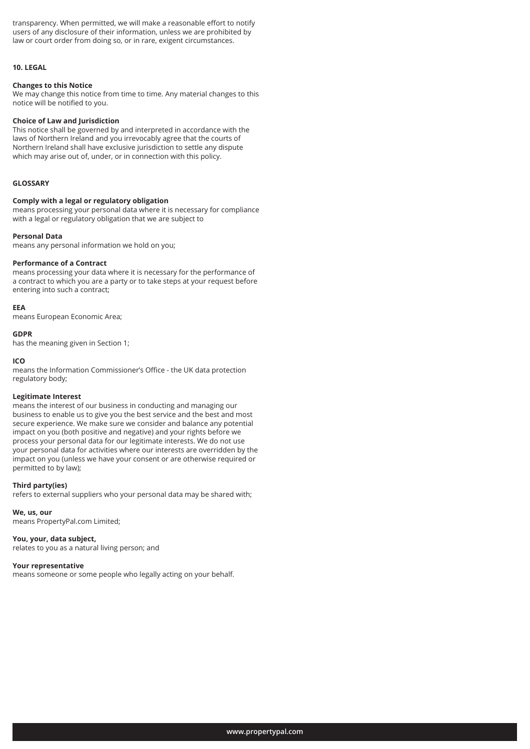transparency. When permitted, we will make a reasonable effort to notify users of any disclosure of their information, unless we are prohibited by law or court order from doing so, or in rare, exigent circumstances.

## 10. LEGAL

**Changes to this Notice**
We may change this notice from time to time. Any material changes to this notice will be notified to you.

**Choice of Law and Jurisdiction**
This notice shall be governed by and interpreted in accordance with the laws of Northern Ireland and you irrevocably agree that the courts of Northern Ireland shall have exclusive jurisdiction to settle any dispute which may arise out of, under, or in connection with this policy.

## GLOSSARY

**Comply with a legal or regulatory obligation**
means processing your personal data where it is necessary for compliance with a legal or regulatory obligation that we are subject to

**Personal Data**
means any personal information we hold on you;

**Performance of a Contract**
means processing your data where it is necessary for the performance of a contract to which you are a party or to take steps at your request before entering into such a contract;

**EEA**
means European Economic Area;

**GDPR**
has the meaning given in Section 1;

**ICO**
means the Information Commissioner's Office - the UK data protection regulatory body;

**Legitimate Interest**
means the interest of our business in conducting and managing our business to enable us to give you the best service and the best and most secure experience. We make sure we consider and balance any potential impact on you (both positive and negative) and your rights before we process your personal data for our legitimate interests. We do not use your personal data for activities where our interests are overridden by the impact on you (unless we have your consent or are otherwise required or permitted to by law);

**Third party(ies)**
refers to external suppliers who your personal data may be shared with;

**We, us, our**
means PropertyPal.com Limited;

**You, your, data subject,**
relates to you as a natural living person; and

**Your representative**
means someone or some people who legally acting on your behalf.